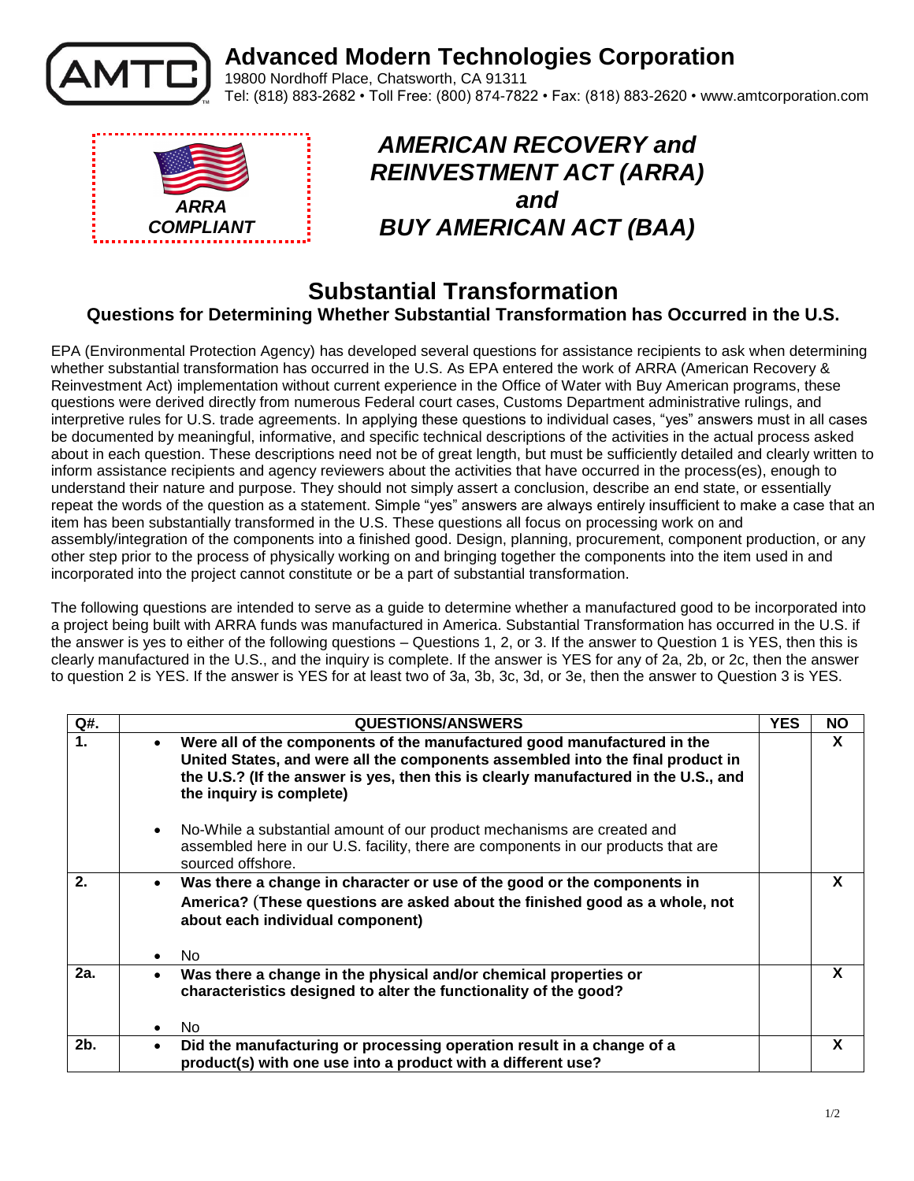# Advanced Modern Technologies Corporation

19800 Nordhoff Place, Chatsworth, CA 91311
Tel: (818) 883-2682 • Toll Free: (800) 874-7822 • Fax: (818) 883-2620 • www.amtcorporation.com

***ARRA COMPLIANT***

## *AMERICAN RECOVERY and REINVESTMENT ACT (ARRA) and BUY AMERICAN ACT (BAA)*

## Substantial Transformation

### Questions for Determining Whether Substantial Transformation has Occurred in the U.S.

EPA (Environmental Protection Agency) has developed several questions for assistance recipients to ask when determining whether substantial transformation has occurred in the U.S. As EPA entered the work of ARRA (American Recovery & Reinvestment Act) implementation without current experience in the Office of Water with Buy American programs, these questions were derived directly from numerous Federal court cases, Customs Department administrative rulings, and interpretive rules for U.S. trade agreements. In applying these questions to individual cases, "yes" answers must in all cases be documented by meaningful, informative, and specific technical descriptions of the activities in the actual process asked about in each question. These descriptions need not be of great length, but must be sufficiently detailed and clearly written to inform assistance recipients and agency reviewers about the activities that have occurred in the process(es), enough to understand their nature and purpose. They should not simply assert a conclusion, describe an end state, or essentially repeat the words of the question as a statement. Simple "yes" answers are always entirely insufficient to make a case that an item has been substantially transformed in the U.S. These questions all focus on processing work on and assembly/integration of the components into a finished good. Design, planning, procurement, component production, or any other step prior to the process of physically working on and bringing together the components into the item used in and incorporated into the project cannot constitute or be a part of substantial transformation.

The following questions are intended to serve as a guide to determine whether a manufactured good to be incorporated into a project being built with ARRA funds was manufactured in America. Substantial Transformation has occurred in the U.S. if the answer is yes to either of the following questions – Questions 1, 2, or 3. If the answer to Question 1 is YES, then this is clearly manufactured in the U.S., and the inquiry is complete. If the answer is YES for any of 2a, 2b, or 2c, then the answer to question 2 is YES. If the answer is YES for at least two of 3a, 3b, 3c, 3d, or 3e, then the answer to Question 3 is YES.

| Q#. | QUESTIONS/ANSWERS | YES | NO |
|---|---|---|---|
| 1. | • **Were all of the components of the manufactured good manufactured in the United States, and were all the components assembled into the final product in the U.S.? (If the answer is yes, then this is clearly manufactured in the U.S., and the inquiry is complete)**<br><br>• No-While a substantial amount of our product mechanisms are created and assembled here in our U.S. facility, there are components in our products that are sourced offshore. | | X |
| 2. | • **Was there a change in character or use of the good or the components in America? (These questions are asked about the finished good as a whole, not about each individual component)**<br><br>• No | | X |
| 2a. | • **Was there a change in the physical and/or chemical properties or characteristics designed to alter the functionality of the good?**<br><br>• No | | X |
| 2b. | • **Did the manufacturing or processing operation result in a change of a product(s) with one use into a product with a different use?** | | X |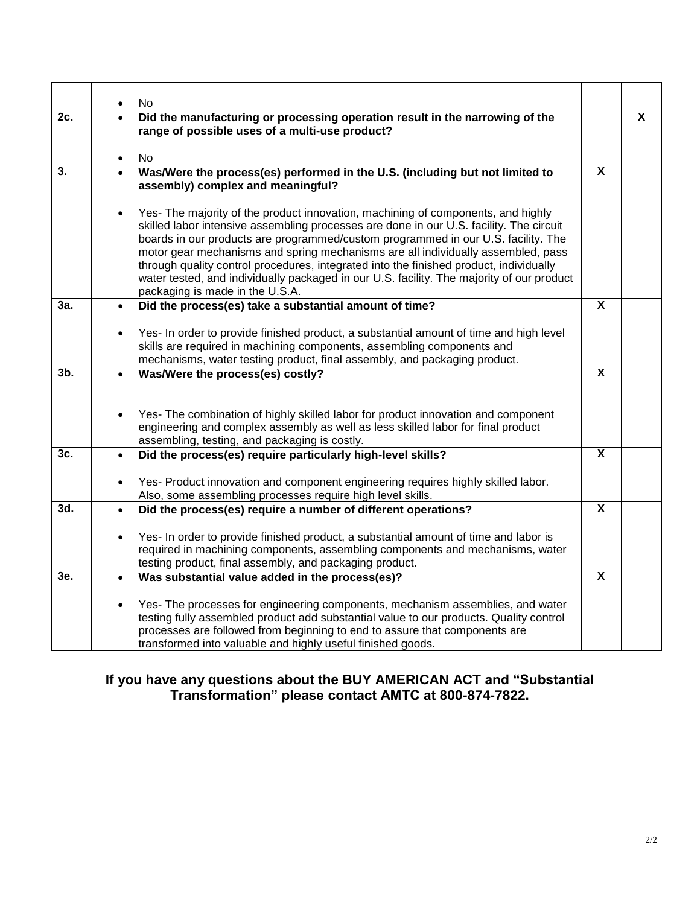| | | | |
|---|---|---|---|
| | • No | | |
| 2c. | • **Did the manufacturing or processing operation result in the narrowing of the range of possible uses of a multi-use product?**<br><br>• No | | X |
| 3. | • **Was/Were the process(es) performed in the U.S. (including but not limited to assembly) complex and meaningful?**<br><br>• Yes- The majority of the product innovation, machining of components, and highly skilled labor intensive assembling processes are done in our U.S. facility. The circuit boards in our products are programmed/custom programmed in our U.S. facility. The motor gear mechanisms and spring mechanisms are all individually assembled, pass through quality control procedures, integrated into the finished product, individually water tested, and individually packaged in our U.S. facility. The majority of our product packaging is made in the U.S.A. | X | |
| 3a. | • **Did the process(es) take a substantial amount of time?**<br><br>• Yes- In order to provide finished product, a substantial amount of time and high level skills are required in machining components, assembling components and mechanisms, water testing product, final assembly, and packaging product. | X | |
| 3b. | • **Was/Were the process(es) costly?**<br><br>• Yes- The combination of highly skilled labor for product innovation and component engineering and complex assembly as well as less skilled labor for final product assembling, testing, and packaging is costly. | X | |
| 3c. | • **Did the process(es) require particularly high-level skills?**<br><br>• Yes- Product innovation and component engineering requires highly skilled labor. Also, some assembling processes require high level skills. | X | |
| 3d. | • **Did the process(es) require a number of different operations?**<br><br>• Yes- In order to provide finished product, a substantial amount of time and labor is required in machining components, assembling components and mechanisms, water testing product, final assembly, and packaging product. | X | |
| 3e. | • **Was substantial value added in the process(es)?**<br><br>• Yes- The processes for engineering components, mechanism assemblies, and water testing fully assembled product add substantial value to our products. Quality control processes are followed from beginning to end to assure that components are transformed into valuable and highly useful finished goods. | X | |

**If you have any questions about the BUY AMERICAN ACT and "Substantial Transformation" please contact AMTC at 800-874-7822.**